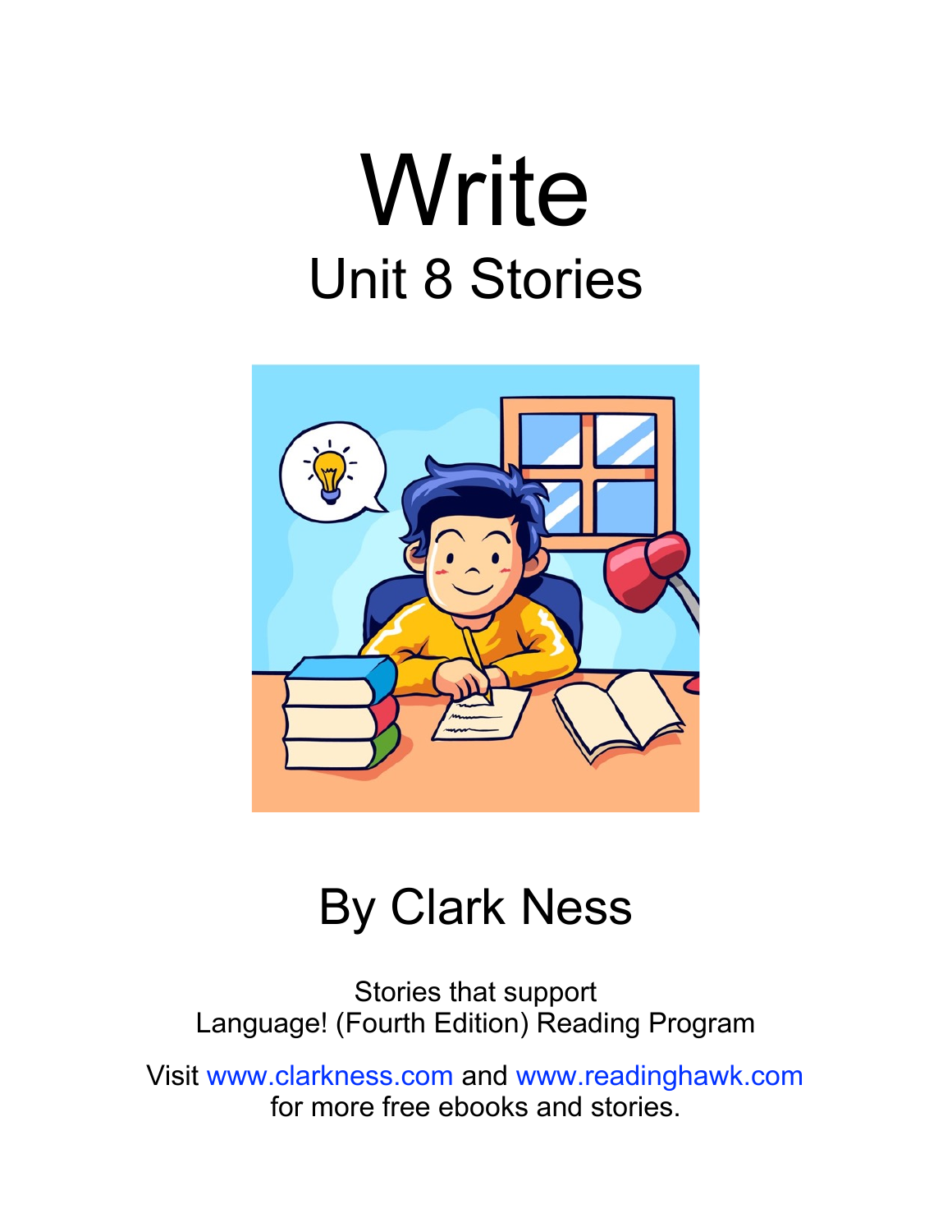# Write

## Unit 8 Stories

## By Clark Ness

Stories that support
Language! (Fourth Edition) Reading Program

Visit www.clarkness.com and www.readinghawk.com
for more free ebooks and stories.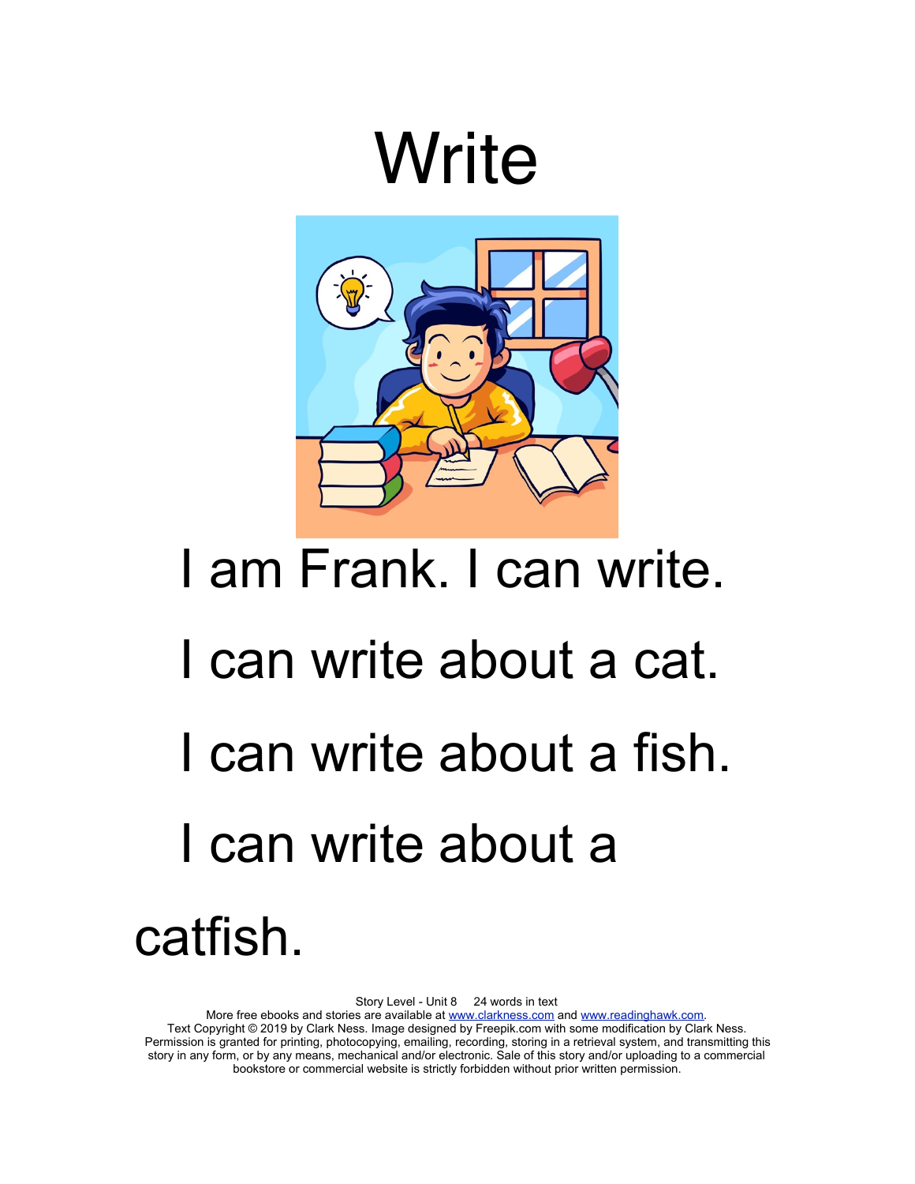# Write

I am Frank. I can write.

I can write about a cat.

I can write about a fish.

I can write about a catfish.

Story Level - Unit 8 24 words in text
More free ebooks and stories are available at www.clarkness.com and www.readinghawk.com.
Text Copyright © 2019 by Clark Ness. Image designed by Freepik.com with some modification by Clark Ness.
Permission is granted for printing, photocopying, emailing, recording, storing in a retrieval system, and transmitting this story in any form, or by any means, mechanical and/or electronic. Sale of this story and/or uploading to a commercial bookstore or commercial website is strictly forbidden without prior written permission.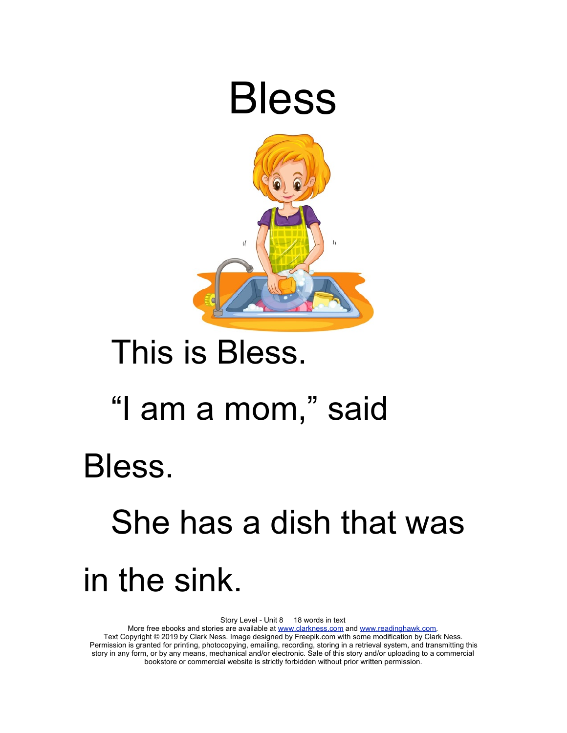# Bless

This is Bless.

"I am a mom," said Bless.

She has a dish that was in the sink.

Story Level - Unit 8 18 words in text
More free ebooks and stories are available at www.clarkness.com and www.readinghawk.com.
Text Copyright © 2019 by Clark Ness. Image designed by Freepik.com with some modification by Clark Ness. Permission is granted for printing, photocopying, emailing, recording, storing in a retrieval system, and transmitting this story in any form, or by any means, mechanical and/or electronic. Sale of this story and/or uploading to a commercial bookstore or commercial website is strictly forbidden without prior written permission.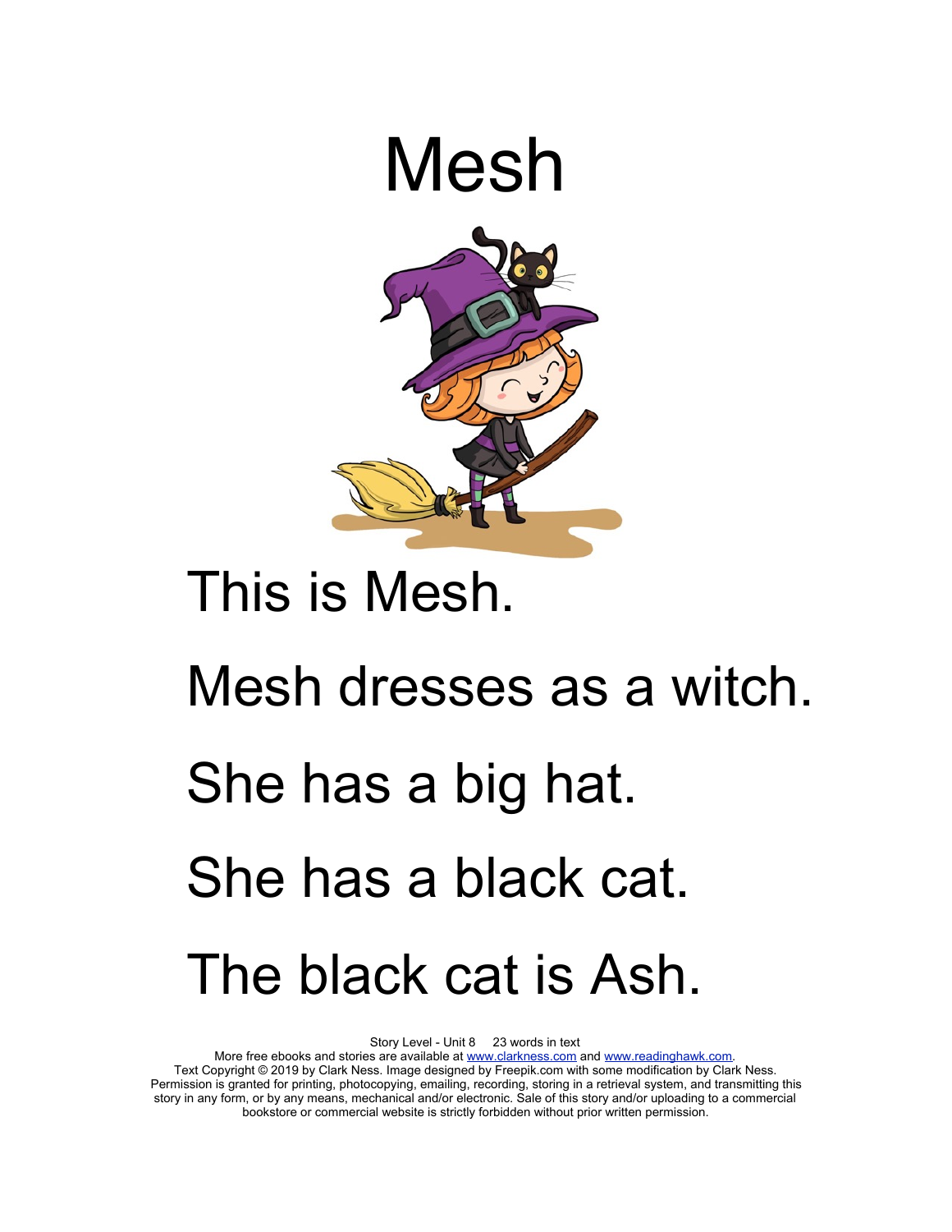# Mesh

This is Mesh.

Mesh dresses as a witch.

She has a big hat.

She has a black cat.

The black cat is Ash.

Story Level - Unit 8 23 words in text
More free ebooks and stories are available at www.clarkness.com and www.readinghawk.com.
Text Copyright © 2019 by Clark Ness. Image designed by Freepik.com with some modification by Clark Ness.
Permission is granted for printing, photocopying, emailing, recording, storing in a retrieval system, and transmitting this story in any form, or by any means, mechanical and/or electronic. Sale of this story and/or uploading to a commercial bookstore or commercial website is strictly forbidden without prior written permission.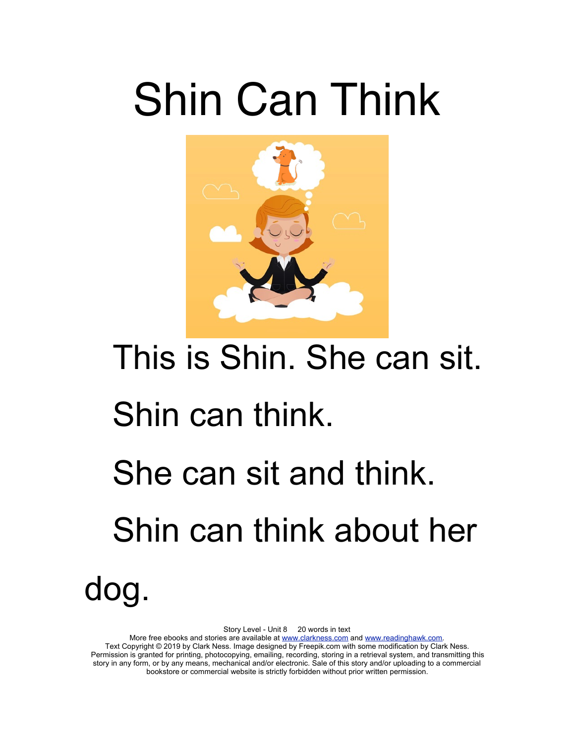# Shin Can Think

This is Shin. She can sit.

Shin can think.

She can sit and think.

Shin can think about her dog.

Story Level - Unit 8     20 words in text
More free ebooks and stories are available at www.clarkness.com and www.readinghawk.com.
Text Copyright © 2019 by Clark Ness. Image designed by Freepik.com with some modification by Clark Ness.
Permission is granted for printing, photocopying, emailing, recording, storing in a retrieval system, and transmitting this story in any form, or by any means, mechanical and/or electronic. Sale of this story and/or uploading to a commercial bookstore or commercial website is strictly forbidden without prior written permission.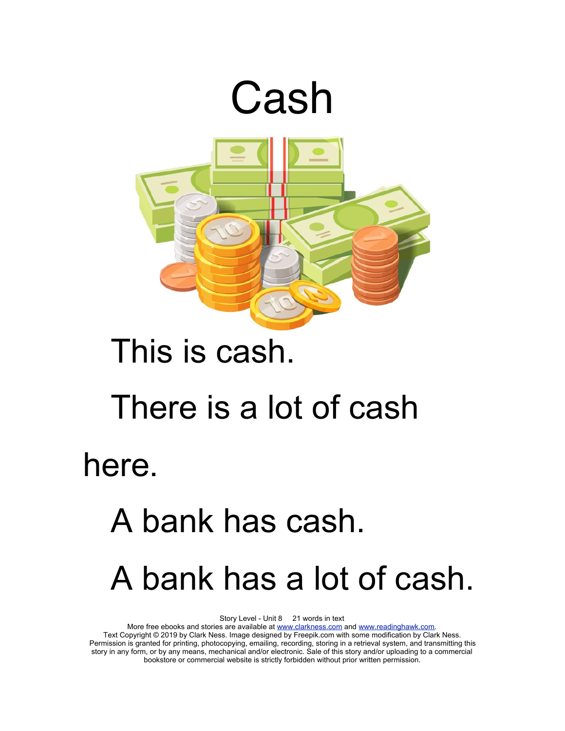# Cash

This is cash.

There is a lot of cash here.

A bank has cash.

A bank has a lot of cash.

Story Level - Unit 8 21 words in text
More free ebooks and stories are available at www.clarkness.com and www.readinghawk.com.
Text Copyright © 2019 by Clark Ness. Image designed by Freepik.com with some modification by Clark Ness. Permission is granted for printing, photocopying, emailing, recording, storing in a retrieval system, and transmitting this story in any form, or by any means, mechanical and/or electronic. Sale of this story and/or uploading to a commercial bookstore or commercial website is strictly forbidden without prior written permission.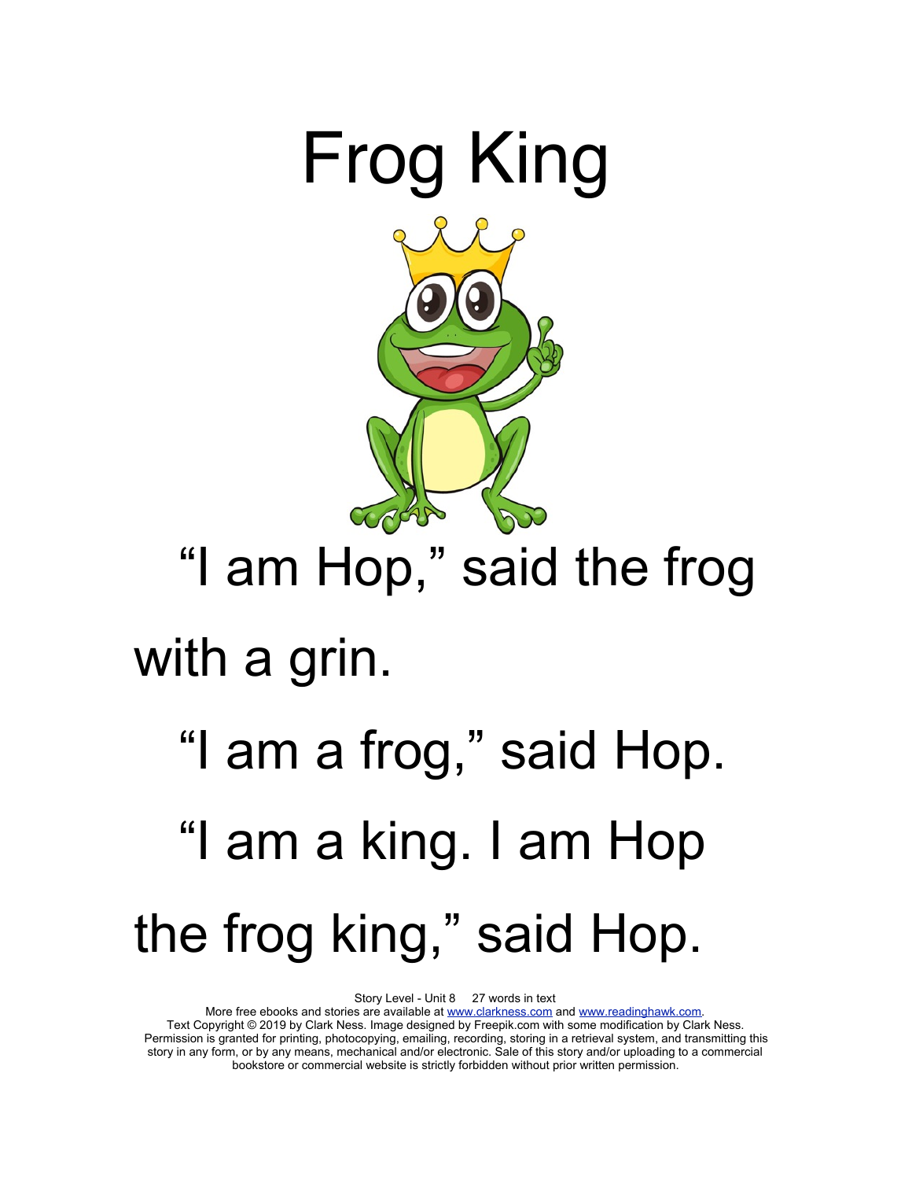# Frog King

"I am Hop," said the frog with a grin.

"I am a frog," said Hop.

"I am a king. I am Hop the frog king," said Hop.

Story Level - Unit 8 27 words in text
More free ebooks and stories are available at www.clarkness.com and www.readinghawk.com.
Text Copyright © 2019 by Clark Ness. Image designed by Freepik.com with some modification by Clark Ness.
Permission is granted for printing, photocopying, emailing, recording, storing in a retrieval system, and transmitting this story in any form, or by any means, mechanical and/or electronic. Sale of this story and/or uploading to a commercial bookstore or commercial website is strictly forbidden without prior written permission.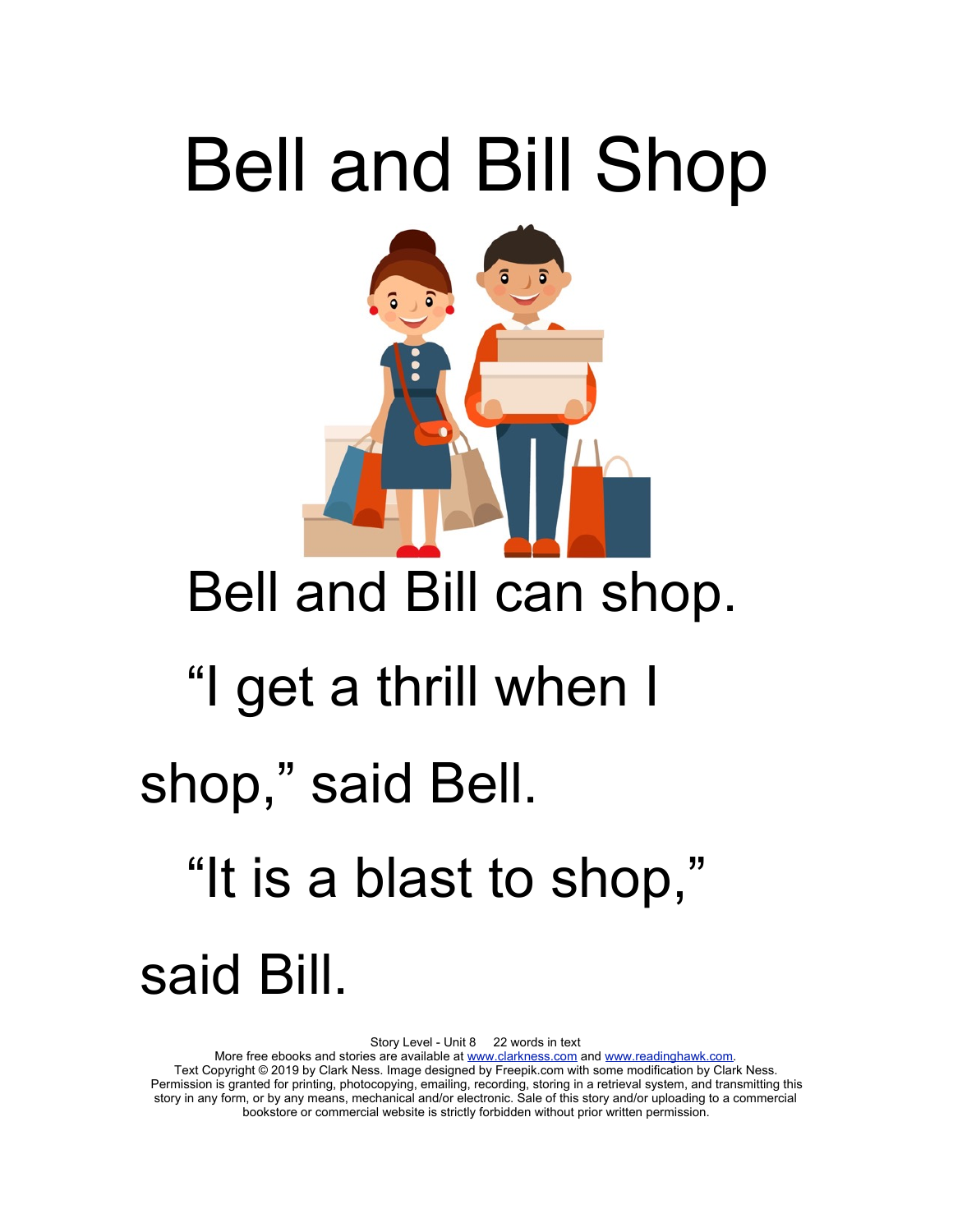# Bell and Bill Shop

Bell and Bill can shop.

"I get a thrill when I shop," said Bell.

"It is a blast to shop," said Bill.

Story Level - Unit 8 22 words in text
More free ebooks and stories are available at www.clarkness.com and www.readinghawk.com.
Text Copyright © 2019 by Clark Ness. Image designed by Freepik.com with some modification by Clark Ness.
Permission is granted for printing, photocopying, emailing, recording, storing in a retrieval system, and transmitting this story in any form, or by any means, mechanical and/or electronic. Sale of this story and/or uploading to a commercial bookstore or commercial website is strictly forbidden without prior written permission.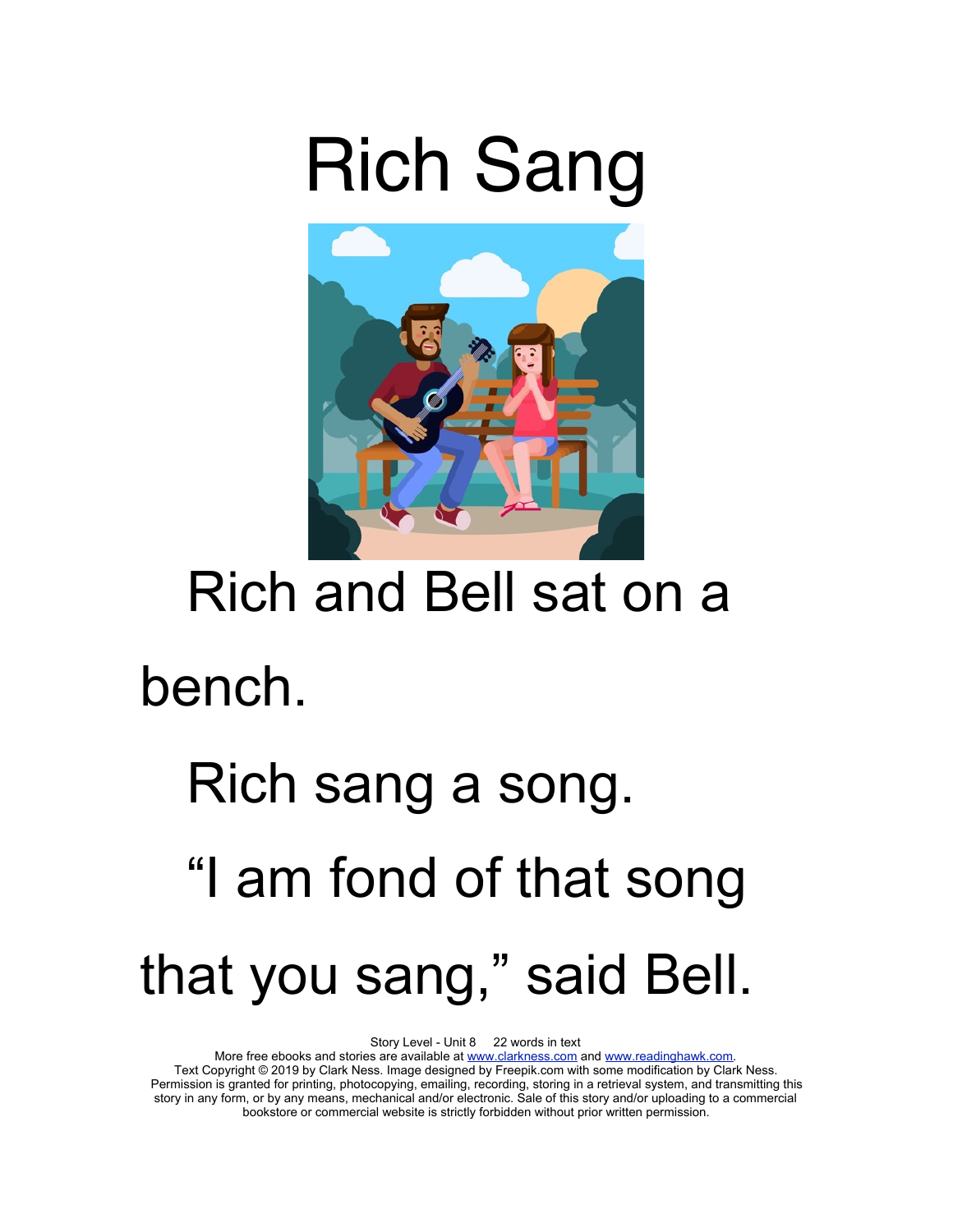# Rich Sang

Rich and Bell sat on a bench.

Rich sang a song.

"I am fond of that song that you sang," said Bell.

Story Level - Unit 8 22 words in text
More free ebooks and stories are available at www.clarkness.com and www.readinghawk.com.
Text Copyright © 2019 by Clark Ness. Image designed by Freepik.com with some modification by Clark Ness.
Permission is granted for printing, photocopying, emailing, recording, storing in a retrieval system, and transmitting this story in any form, or by any means, mechanical and/or electronic. Sale of this story and/or uploading to a commercial bookstore or commercial website is strictly forbidden without prior written permission.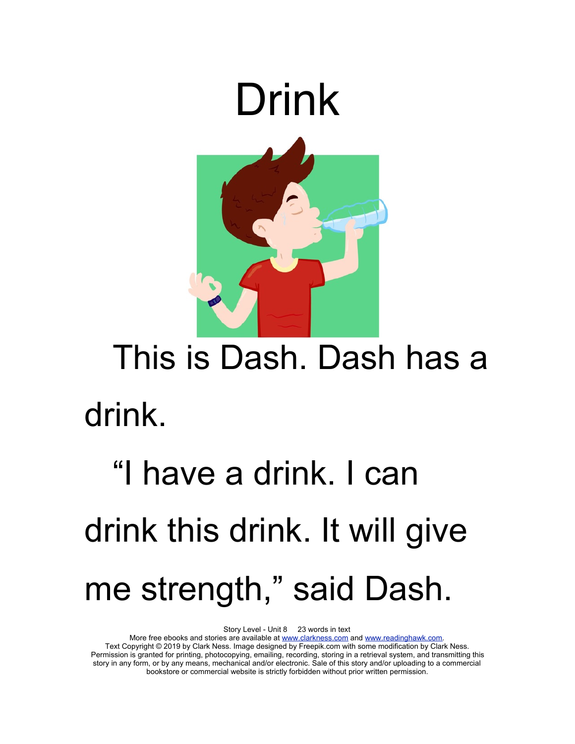# Drink

This is Dash. Dash has a drink.

"I have a drink. I can drink this drink. It will give me strength," said Dash.

Story Level - Unit 8 23 words in text
More free ebooks and stories are available at www.clarkness.com and www.readinghawk.com.
Text Copyright © 2019 by Clark Ness. Image designed by Freepik.com with some modification by Clark Ness. Permission is granted for printing, photocopying, emailing, recording, storing in a retrieval system, and transmitting this story in any form, or by any means, mechanical and/or electronic. Sale of this story and/or uploading to a commercial bookstore or commercial website is strictly forbidden without prior written permission.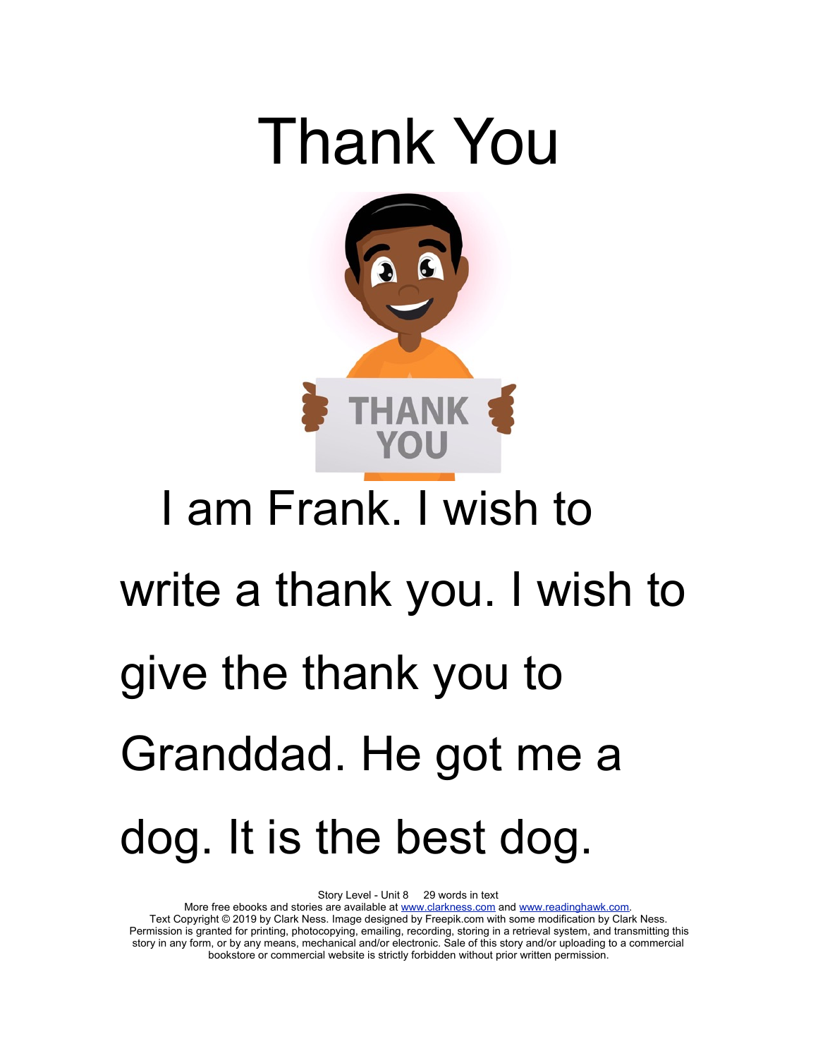# Thank You

I am Frank. I wish to write a thank you. I wish to give the thank you to Granddad. He got me a dog. It is the best dog.

Story Level - Unit 8 29 words in text
More free ebooks and stories are available at www.clarkness.com and www.readinghawk.com.
Text Copyright © 2019 by Clark Ness. Image designed by Freepik.com with some modification by Clark Ness.
Permission is granted for printing, photocopying, emailing, recording, storing in a retrieval system, and transmitting this story in any form, or by any means, mechanical and/or electronic. Sale of this story and/or uploading to a commercial bookstore or commercial website is strictly forbidden without prior written permission.